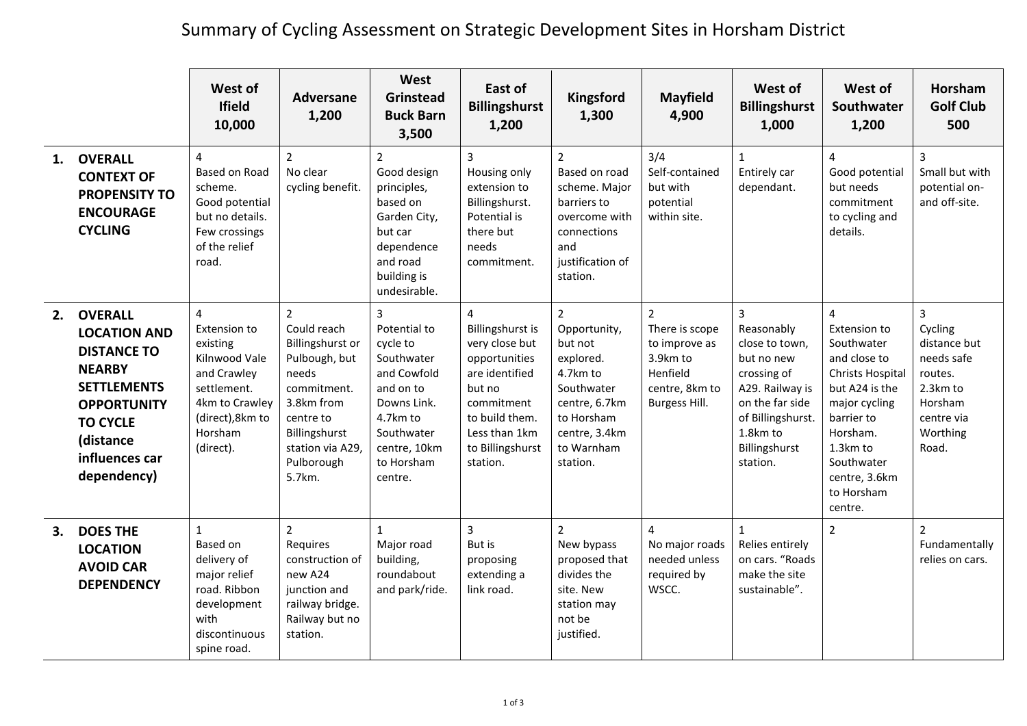# Summary of Cycling Assessment on Strategic Development Sites in Horsham District

| | West of Ifield 10,000 | Adversane 1,200 | West Grinstead Buck Barn 3,500 | East of Billingshurst 1,200 | Kingsford 1,300 | Mayfield 4,900 | West of Billingshurst 1,000 | West of Southwater 1,200 | Horsham Golf Club 500 |
|---|---|---|---|---|---|---|---|---|---|
| **1. OVERALL CONTEXT OF PROPENSITY TO ENCOURAGE CYCLING** | 4 Based on Road scheme. Good potential but no details. Few crossings of the relief road. | 2 No clear cycling benefit. | 2 Good design principles, based on Garden City, but car dependence and road building is undesirable. | 3 Housing only extension to Billingshurst. Potential is there but needs commitment. | 2 Based on road scheme. Major barriers to overcome with connections and justification of station. | 3/4 Self-contained but with potential within site. | 1 Entirely car dependant. | 4 Good potential but needs commitment to cycling and details. | 3 Small but with potential on- and off-site. |
| **2. OVERALL LOCATION AND DISTANCE TO NEARBY SETTLEMENTS OPPORTUNITY TO CYCLE (distance influences car dependency)** | 4 Extension to existing Kilnwood Vale and Crawley settlement. 4km to Crawley (direct),8km to Horsham (direct). | 2 Could reach Billingshurst or Pulbough, but needs commitment. 3.8km from centre to Billingshurst station via A29, Pulborough 5.7km. | 3 Potential to cycle to Southwater and Cowfold and on to Downs Link. 4.7km to Southwater centre, 10km to Horsham centre. | 4 Billingshurst is very close but opportunities are identified but no commitment to build them. Less than 1km to Billingshurst station. | 2 Opportunity, but not explored. 4.7km to Southwater centre, 6.7km to Horsham centre, 3.4km to Warnham station. | 2 There is scope to improve as 3.9km to Henfield centre, 8km to Burgess Hill. | 3 Reasonably close to town, but no new crossing of A29. Railway is on the far side of Billingshurst. 1.8km to Billingshurst station. | 4 Extension to Southwater and close to Christs Hospital but A24 is the major cycling barrier to Horsham. 1.3km to Southwater centre, 3.6km to Horsham centre. | 3 Cycling distance but needs safe routes. 2.3km to Horsham centre via Worthing Road. |
| **3. DOES THE LOCATION AVOID CAR DEPENDENCY** | 1 Based on delivery of major relief road. Ribbon development with discontinuous spine road. | 2 Requires construction of new A24 junction and railway bridge. Railway but no station. | 1 Major road building, roundabout and park/ride. | 3 But is proposing extending a link road. | 2 New bypass proposed that divides the site. New station may not be justified. | 4 No major roads needed unless required by WSCC. | 1 Relies entirely on cars. "Roads make the site sustainable". | 2 | 2 Fundamentally relies on cars. |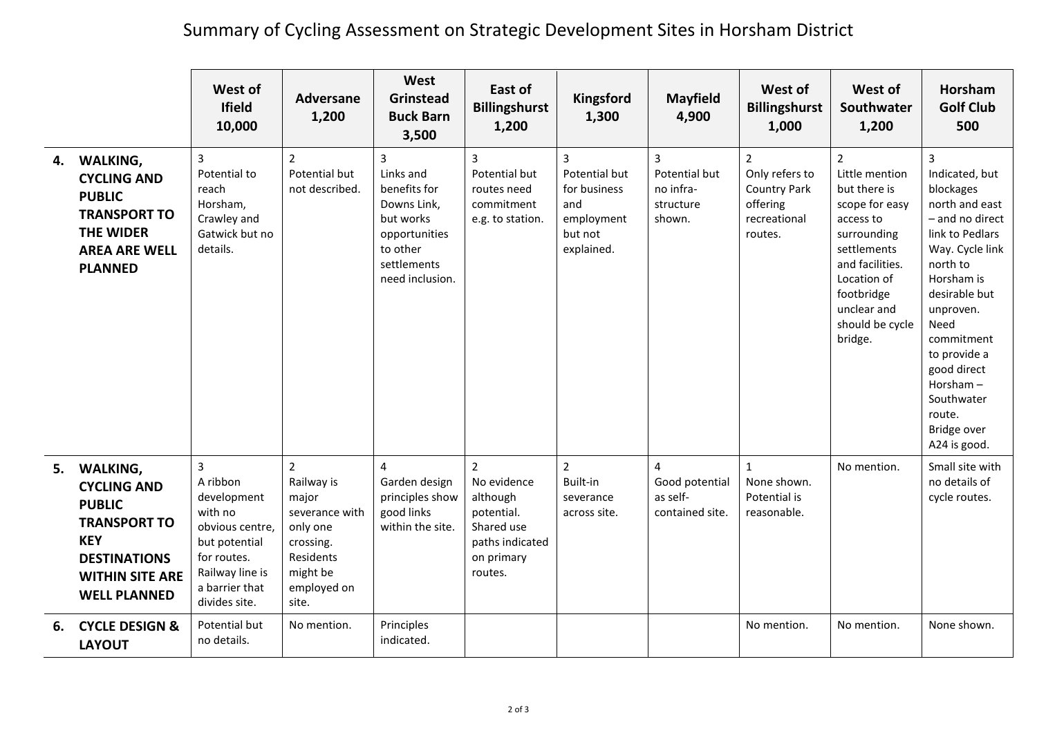# Summary of Cycling Assessment on Strategic Development Sites in Horsham District

| | West of Ifield 10,000 | Adversane 1,200 | West Grinstead Buck Barn 3,500 | East of Billingshurst 1,200 | Kingsford 1,300 | Mayfield 4,900 | West of Billingshurst 1,000 | West of Southwater 1,200 | Horsham Golf Club 500 |
|---|---|---|---|---|---|---|---|---|---|
| **4. WALKING, CYCLING AND PUBLIC TRANSPORT TO THE WIDER AREA ARE WELL PLANNED** | 3 Potential to reach Horsham, Crawley and Gatwick but no details. | 2 Potential but not described. | 3 Links and benefits for Downs Link, but works opportunities to other settlements need inclusion. | 3 Potential but routes need commitment e.g. to station. | 3 Potential but for business and employment but not explained. | 3 Potential but no infra-structure shown. | 2 Only refers to Country Park offering recreational routes. | 2 Little mention but there is scope for easy access to surrounding settlements and facilities. Location of footbridge unclear and should be cycle bridge. | 3 Indicated, but blockages north and east – and no direct link to Pedlars Way. Cycle link north to Horsham is desirable but unproven. Need commitment to provide a good direct Horsham – Southwater route. Bridge over A24 is good. |
| **5. WALKING, CYCLING AND PUBLIC TRANSPORT TO KEY DESTINATIONS WITHIN SITE ARE WELL PLANNED** | 3 A ribbon development with no obvious centre, but potential for routes. Railway line is a barrier that divides site. | 2 Railway is major severance with only one crossing. Residents might be employed on site. | 4 Garden design principles show good links within the site. | 2 No evidence although potential. Shared use paths indicated on primary routes. | 2 Built-in severance across site. | 4 Good potential as self-contained site. | 1 None shown. Potential is reasonable. | No mention. | Small site with no details of cycle routes. |
| **6. CYCLE DESIGN & LAYOUT** | Potential but no details. | No mention. | Principles indicated. | | | | No mention. | No mention. | None shown. |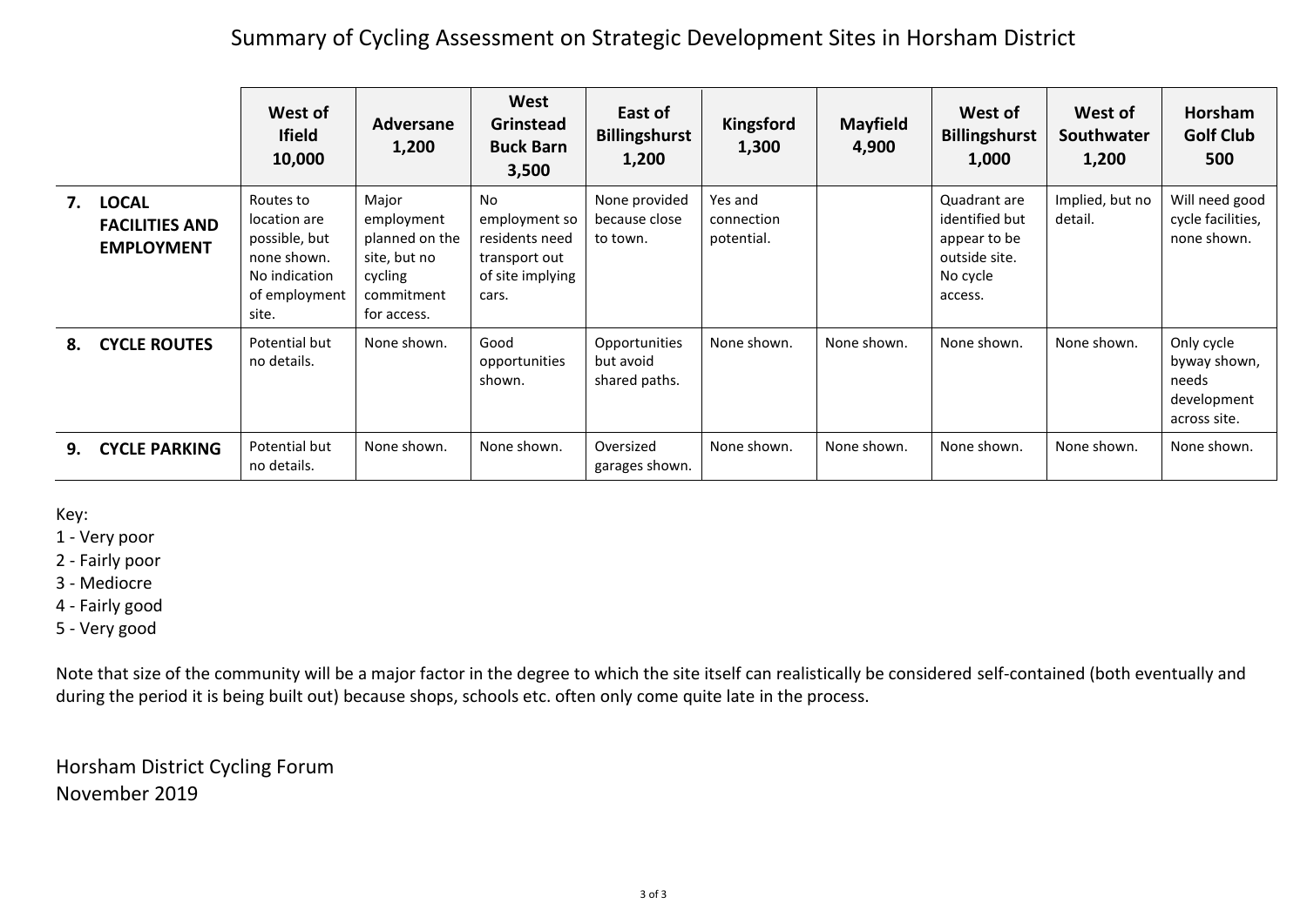# Summary of Cycling Assessment on Strategic Development Sites in Horsham District

| | West of Ifield 10,000 | Adversane 1,200 | West Grinstead Buck Barn 3,500 | East of Billingshurst 1,200 | Kingsford 1,300 | Mayfield 4,900 | West of Billingshurst 1,000 | West of Southwater 1,200 | Horsham Golf Club 500 |
|---|---|---|---|---|---|---|---|---|---|
| **7. LOCAL FACILITIES AND EMPLOYMENT** | Routes to location are possible, but none shown. No indication of employment site. | Major employment planned on the site, but no cycling commitment for access. | No employment so residents need transport out of site implying cars. | None provided because close to town. | Yes and connection potential. | | Quadrant are identified but appear to be outside site. No cycle access. | Implied, but no detail. | Will need good cycle facilities, none shown. |
| **8. CYCLE ROUTES** | Potential but no details. | None shown. | Good opportunities shown. | Opportunities but avoid shared paths. | None shown. | None shown. | None shown. | None shown. | Only cycle byway shown, needs development across site. |
| **9. CYCLE PARKING** | Potential but no details. | None shown. | None shown. | Oversized garages shown. | None shown. | None shown. | None shown. | None shown. | None shown. |

Key:
1 - Very poor
2 - Fairly poor
3 - Mediocre
4 - Fairly good
5 - Very good

Note that size of the community will be a major factor in the degree to which the site itself can realistically be considered self-contained (both eventually and during the period it is being built out) because shops, schools etc. often only come quite late in the process.

Horsham District Cycling Forum
November 2019